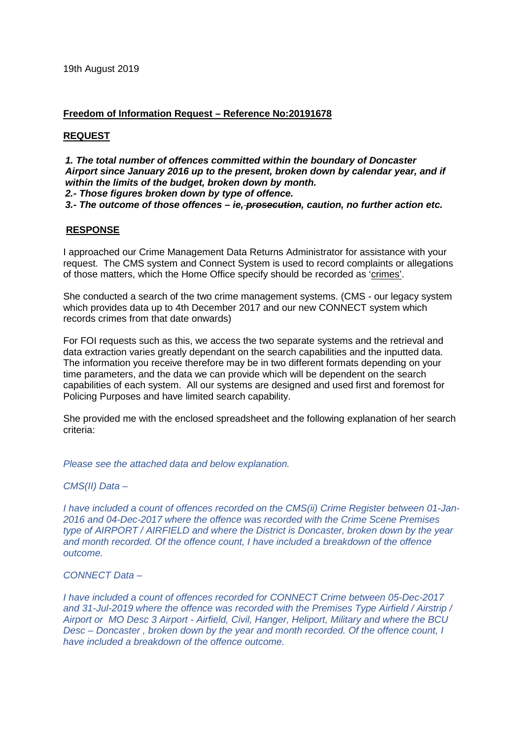19th August 2019

## Freedom of Information Request – Reference No:20191678

## REQUEST

***1. The total number of offences committed within the boundary of Doncaster Airport since January 2016 up to the present, broken down by calendar year, and if within the limits of the budget, broken down by month.***
***2.- Those figures broken down by type of offence.***
***3.- The outcome of those offences – ie, ~~prosecution~~, caution, no further action etc.***

## RESPONSE

I approached our Crime Management Data Returns Administrator for assistance with your request. The CMS system and Connect System is used to record complaints or allegations of those matters, which the Home Office specify should be recorded as 'crimes'.

She conducted a search of the two crime management systems. (CMS - our legacy system which provides data up to 4th December 2017 and our new CONNECT system which records crimes from that date onwards)

For FOI requests such as this, we access the two separate systems and the retrieval and data extraction varies greatly dependant on the search capabilities and the inputted data. The information you receive therefore may be in two different formats depending on your time parameters, and the data we can provide which will be dependent on the search capabilities of each system. All our systems are designed and used first and foremost for Policing Purposes and have limited search capability.

She provided me with the enclosed spreadsheet and the following explanation of her search criteria:

*Please see the attached data and below explanation.*

*CMS(II) Data –*

*I have included a count of offences recorded on the CMS(ii) Crime Register between 01-Jan-2016 and 04-Dec-2017 where the offence was recorded with the Crime Scene Premises type of AIRPORT / AIRFIELD and where the District is Doncaster, broken down by the year and month recorded. Of the offence count, I have included a breakdown of the offence outcome.*

*CONNECT Data –*

*I have included a count of offences recorded for CONNECT Crime between 05-Dec-2017 and 31-Jul-2019 where the offence was recorded with the Premises Type Airfield / Airstrip / Airport or MO Desc 3 Airport - Airfield, Civil, Hanger, Heliport, Military and where the BCU Desc – Doncaster , broken down by the year and month recorded. Of the offence count, I have included a breakdown of the offence outcome.*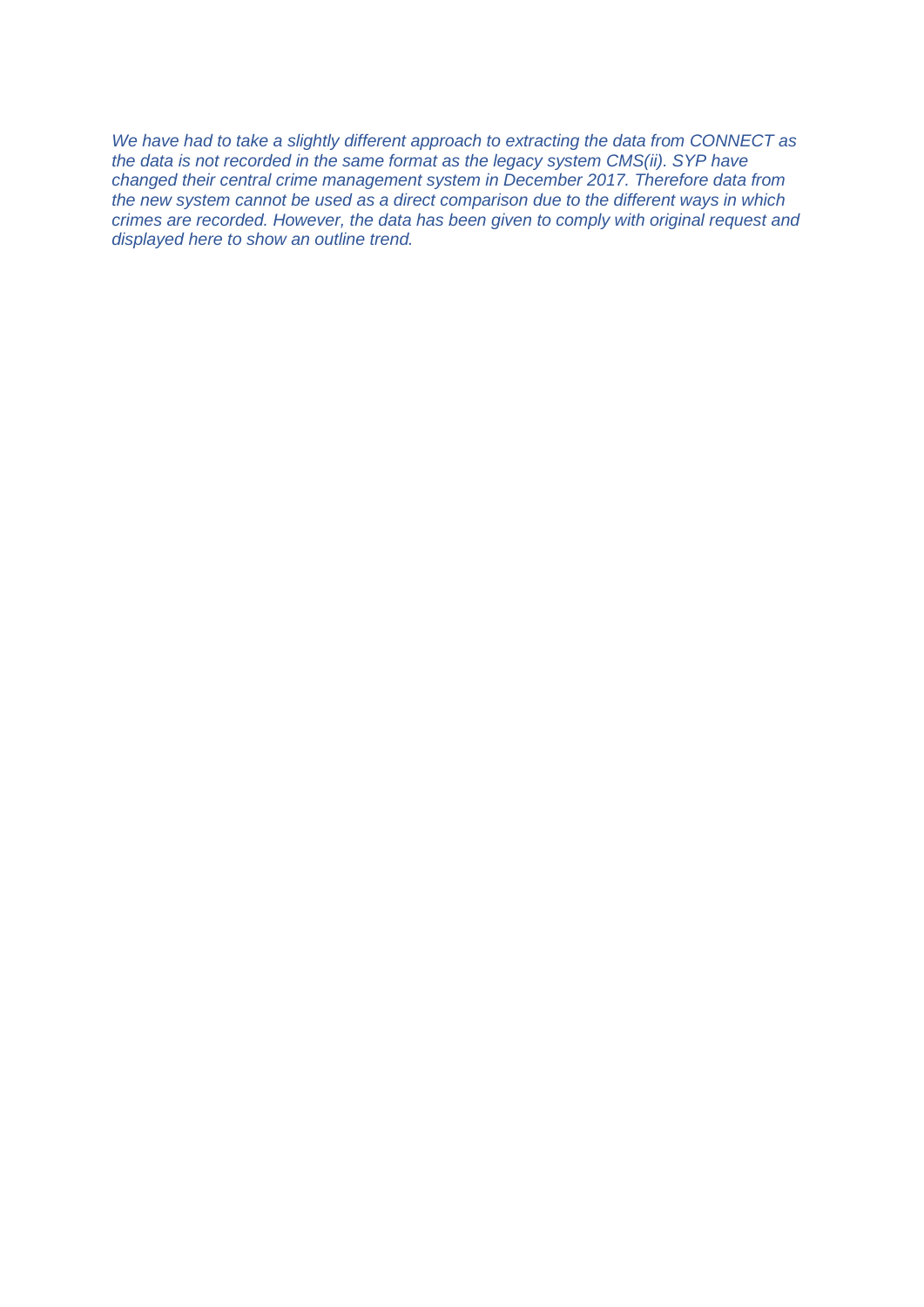*We have had to take a slightly different approach to extracting the data from CONNECT as the data is not recorded in the same format as the legacy system CMS(ii). SYP have changed their central crime management system in December 2017. Therefore data from the new system cannot be used as a direct comparison due to the different ways in which crimes are recorded. However, the data has been given to comply with original request and displayed here to show an outline trend.*